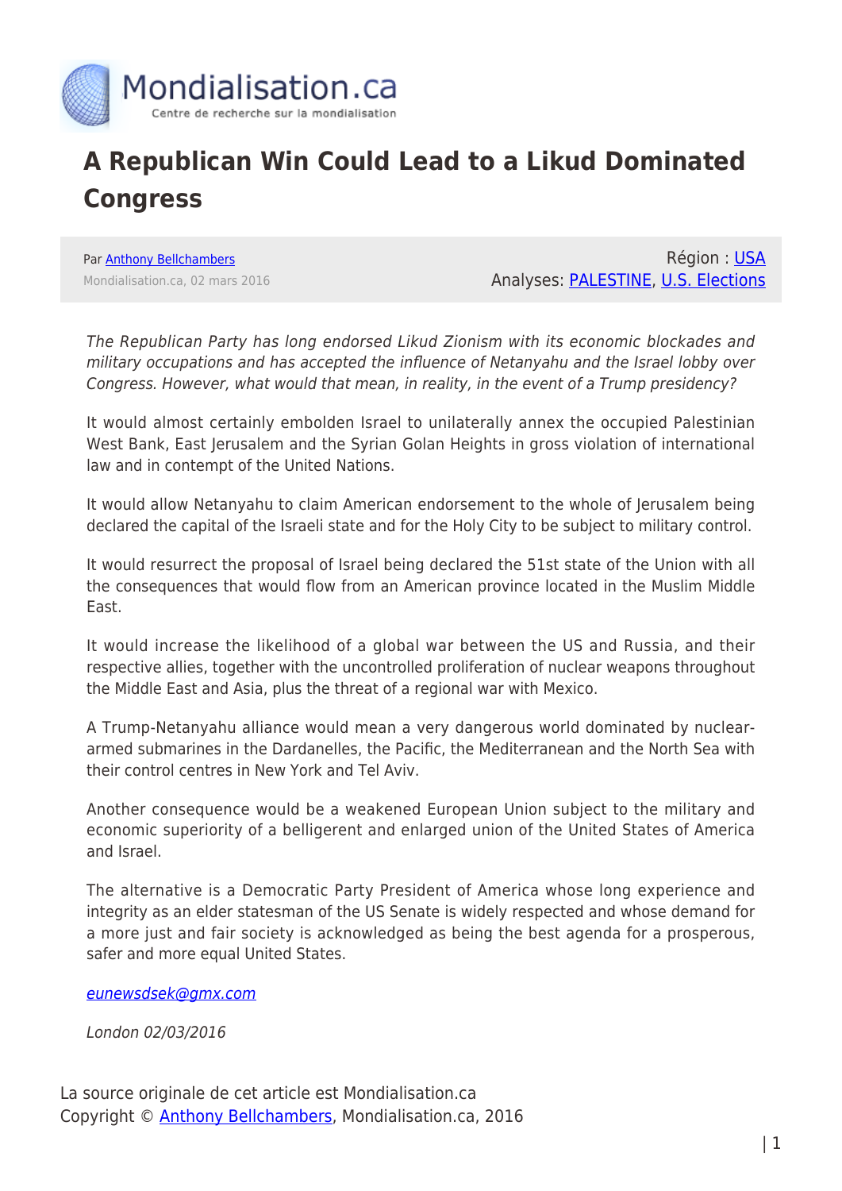# A Republican Win Could Lead to a Likud Dominated Congress

Par [Anthony Bellchambers](#)
Mondialisation.ca, 02 mars 2016

Région : [USA](#)
Analyses: [PALESTINE](#), [U.S. Elections](#)

*The Republican Party has long endorsed Likud Zionism with its economic blockades and military occupations and has accepted the influence of Netanyahu and the Israel lobby over Congress. However, what would that mean, in reality, in the event of a Trump presidency?*

It would almost certainly embolden Israel to unilaterally annex the occupied Palestinian West Bank, East Jerusalem and the Syrian Golan Heights in gross violation of international law and in contempt of the United Nations.

It would allow Netanyahu to claim American endorsement to the whole of Jerusalem being declared the capital of the Israeli state and for the Holy City to be subject to military control.

It would resurrect the proposal of Israel being declared the 51st state of the Union with all the consequences that would flow from an American province located in the Muslim Middle East.

It would increase the likelihood of a global war between the US and Russia, and their respective allies, together with the uncontrolled proliferation of nuclear weapons throughout the Middle East and Asia, plus the threat of a regional war with Mexico.

A Trump-Netanyahu alliance would mean a very dangerous world dominated by nuclear-armed submarines in the Dardanelles, the Pacific, the Mediterranean and the North Sea with their control centres in New York and Tel Aviv.

Another consequence would be a weakened European Union subject to the military and economic superiority of a belligerent and enlarged union of the United States of America and Israel.

The alternative is a Democratic Party President of America whose long experience and integrity as an elder statesman of the US Senate is widely respected and whose demand for a more just and fair society is acknowledged as being the best agenda for a prosperous, safer and more equal United States.

*[eunewsdsek@gmx.com](mailto:eunewsdsek@gmx.com)*

*London 02/03/2016*

La source originale de cet article est Mondialisation.ca
Copyright © [Anthony Bellchambers](#), Mondialisation.ca, 2016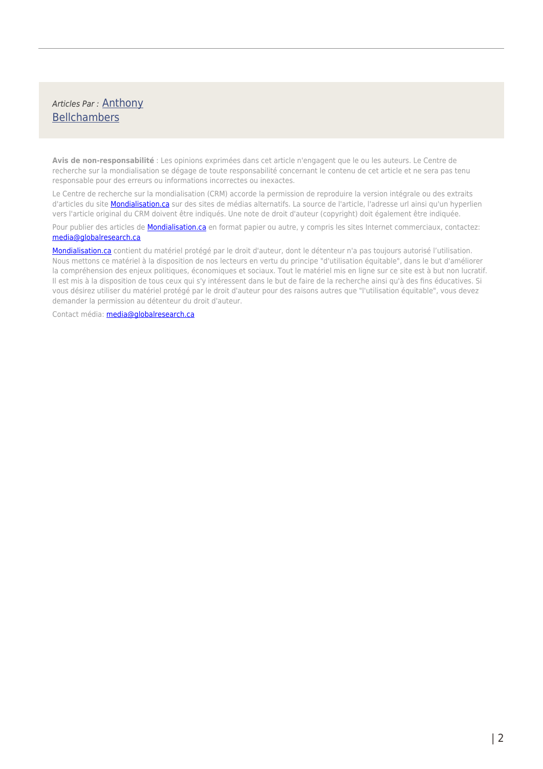*Articles Par :* Anthony Bellchambers

**Avis de non-responsabilité** : Les opinions exprimées dans cet article n'engagent que le ou les auteurs. Le Centre de recherche sur la mondialisation se dégage de toute responsabilité concernant le contenu de cet article et ne sera pas tenu responsable pour des erreurs ou informations incorrectes ou inexactes.

Le Centre de recherche sur la mondialisation (CRM) accorde la permission de reproduire la version intégrale ou des extraits d'articles du site Mondialisation.ca sur des sites de médias alternatifs. La source de l'article, l'adresse url ainsi qu'un hyperlien vers l'article original du CRM doivent être indiqués. Une note de droit d'auteur (copyright) doit également être indiquée.

Pour publier des articles de Mondialisation.ca en format papier ou autre, y compris les sites Internet commerciaux, contactez: media@globalresearch.ca

Mondialisation.ca contient du matériel protégé par le droit d'auteur, dont le détenteur n'a pas toujours autorisé l'utilisation. Nous mettons ce matériel à la disposition de nos lecteurs en vertu du principe "d'utilisation équitable", dans le but d'améliorer la compréhension des enjeux politiques, économiques et sociaux. Tout le matériel mis en ligne sur ce site est à but non lucratif. Il est mis à la disposition de tous ceux qui s'y intéressent dans le but de faire de la recherche ainsi qu'à des fins éducatives. Si vous désirez utiliser du matériel protégé par le droit d'auteur pour des raisons autres que "l'utilisation équitable", vous devez demander la permission au détenteur du droit d'auteur.

Contact média: media@globalresearch.ca